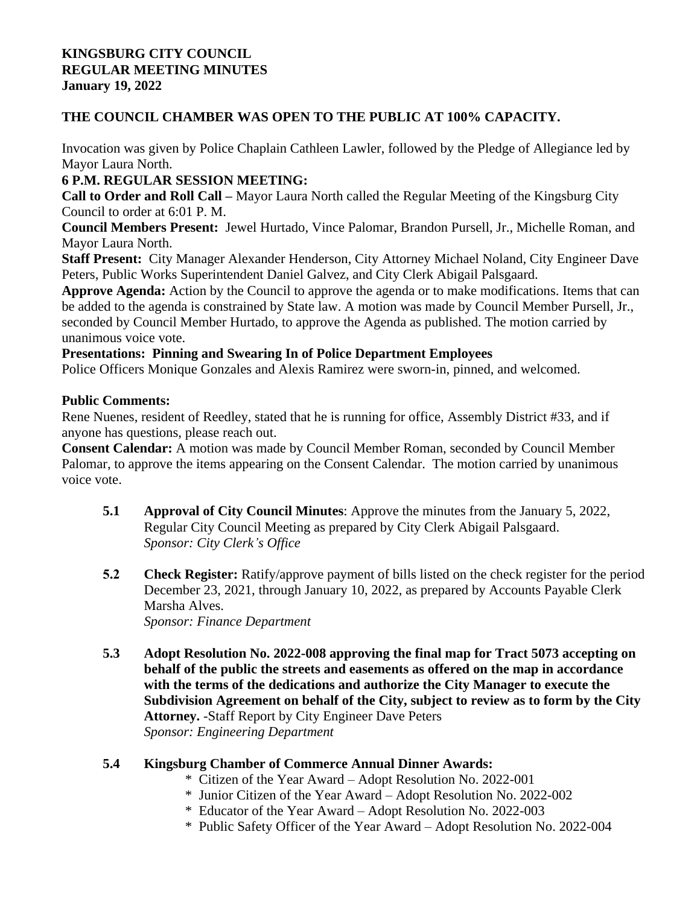**KINGSBURG CITY COUNCIL**
**REGULAR MEETING MINUTES**
**January 19, 2022**

**THE COUNCIL CHAMBER WAS OPEN TO THE PUBLIC AT 100% CAPACITY.**

Invocation was given by Police Chaplain Cathleen Lawler, followed by the Pledge of Allegiance led by Mayor Laura North.

**6 P.M. REGULAR SESSION MEETING:**

**Call to Order and Roll Call –** Mayor Laura North called the Regular Meeting of the Kingsburg City Council to order at 6:01 P. M.

**Council Members Present:** Jewel Hurtado, Vince Palomar, Brandon Pursell, Jr., Michelle Roman, and Mayor Laura North.

**Staff Present:** City Manager Alexander Henderson, City Attorney Michael Noland, City Engineer Dave Peters, Public Works Superintendent Daniel Galvez, and City Clerk Abigail Palsgaard.

**Approve Agenda:** Action by the Council to approve the agenda or to make modifications. Items that can be added to the agenda is constrained by State law. A motion was made by Council Member Pursell, Jr., seconded by Council Member Hurtado, to approve the Agenda as published. The motion carried by unanimous voice vote.

**Presentations: Pinning and Swearing In of Police Department Employees**

Police Officers Monique Gonzales and Alexis Ramirez were sworn-in, pinned, and welcomed.

**Public Comments:**

Rene Nuenes, resident of Reedley, stated that he is running for office, Assembly District #33, and if anyone has questions, please reach out.

**Consent Calendar:** A motion was made by Council Member Roman, seconded by Council Member Palomar, to approve the items appearing on the Consent Calendar. The motion carried by unanimous voice vote.

**5.1** **Approval of City Council Minutes**: Approve the minutes from the January 5, 2022, Regular City Council Meeting as prepared by City Clerk Abigail Palsgaard.
*Sponsor: City Clerk's Office*

**5.2** **Check Register:** Ratify/approve payment of bills listed on the check register for the period December 23, 2021, through January 10, 2022, as prepared by Accounts Payable Clerk Marsha Alves.
*Sponsor: Finance Department*

**5.3** **Adopt Resolution No. 2022-008 approving the final map for Tract 5073 accepting on behalf of the public the streets and easements as offered on the map in accordance with the terms of the dedications and authorize the City Manager to execute the Subdivision Agreement on behalf of the City, subject to review as to form by the City Attorney.** -Staff Report by City Engineer Dave Peters
*Sponsor: Engineering Department*

**5.4** **Kingsburg Chamber of Commerce Annual Dinner Awards:**

* Citizen of the Year Award – Adopt Resolution No. 2022-001
* Junior Citizen of the Year Award – Adopt Resolution No. 2022-002
* Educator of the Year Award – Adopt Resolution No. 2022-003
* Public Safety Officer of the Year Award – Adopt Resolution No. 2022-004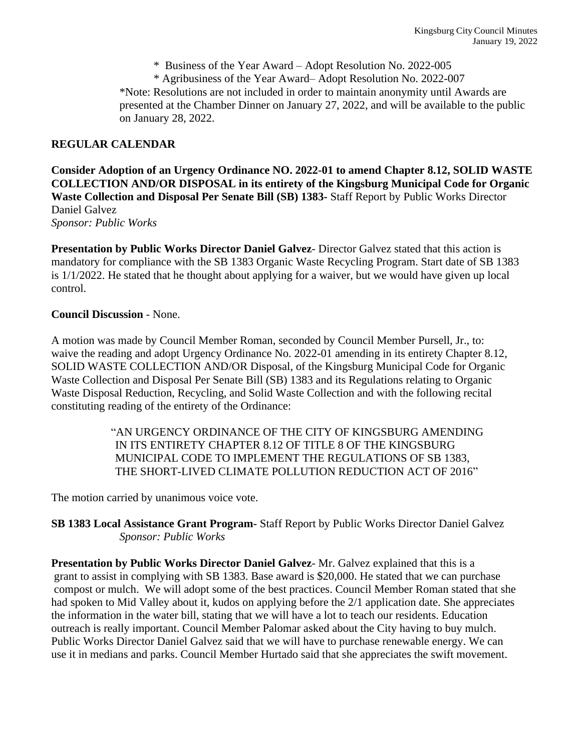* Business of the Year Award – Adopt Resolution No. 2022-005

* Agribusiness of the Year Award– Adopt Resolution No. 2022-007

*Note: Resolutions are not included in order to maintain anonymity until Awards are presented at the Chamber Dinner on January 27, 2022, and will be available to the public on January 28, 2022.

**REGULAR CALENDAR**

**Consider Adoption of an Urgency Ordinance NO. 2022-01 to amend Chapter 8.12, SOLID WASTE COLLECTION AND/OR DISPOSAL in its entirety of the Kingsburg Municipal Code for Organic Waste Collection and Disposal Per Senate Bill (SB) 1383-** Staff Report by Public Works Director Daniel Galvez
*Sponsor: Public Works*

**Presentation by Public Works Director Daniel Galvez**- Director Galvez stated that this action is mandatory for compliance with the SB 1383 Organic Waste Recycling Program. Start date of SB 1383 is 1/1/2022. He stated that he thought about applying for a waiver, but we would have given up local control.

**Council Discussion** - None.

A motion was made by Council Member Roman, seconded by Council Member Pursell, Jr., to: waive the reading and adopt Urgency Ordinance No. 2022-01 amending in its entirety Chapter 8.12, SOLID WASTE COLLECTION AND/OR Disposal, of the Kingsburg Municipal Code for Organic Waste Collection and Disposal Per Senate Bill (SB) 1383 and its Regulations relating to Organic Waste Disposal Reduction, Recycling, and Solid Waste Collection and with the following recital constituting reading of the entirety of the Ordinance:

> "AN URGENCY ORDINANCE OF THE CITY OF KINGSBURG AMENDING IN ITS ENTIRETY CHAPTER 8.12 OF TITLE 8 OF THE KINGSBURG MUNICIPAL CODE TO IMPLEMENT THE REGULATIONS OF SB 1383, THE SHORT-LIVED CLIMATE POLLUTION REDUCTION ACT OF 2016"

The motion carried by unanimous voice vote.

**SB 1383 Local Assistance Grant Program-** Staff Report by Public Works Director Daniel Galvez
*Sponsor: Public Works*

**Presentation by Public Works Director Daniel Galvez**- Mr. Galvez explained that this is a grant to assist in complying with SB 1383. Base award is $20,000. He stated that we can purchase compost or mulch. We will adopt some of the best practices. Council Member Roman stated that she had spoken to Mid Valley about it, kudos on applying before the 2/1 application date. She appreciates the information in the water bill, stating that we will have a lot to teach our residents. Education outreach is really important. Council Member Palomar asked about the City having to buy mulch. Public Works Director Daniel Galvez said that we will have to purchase renewable energy. We can use it in medians and parks. Council Member Hurtado said that she appreciates the swift movement.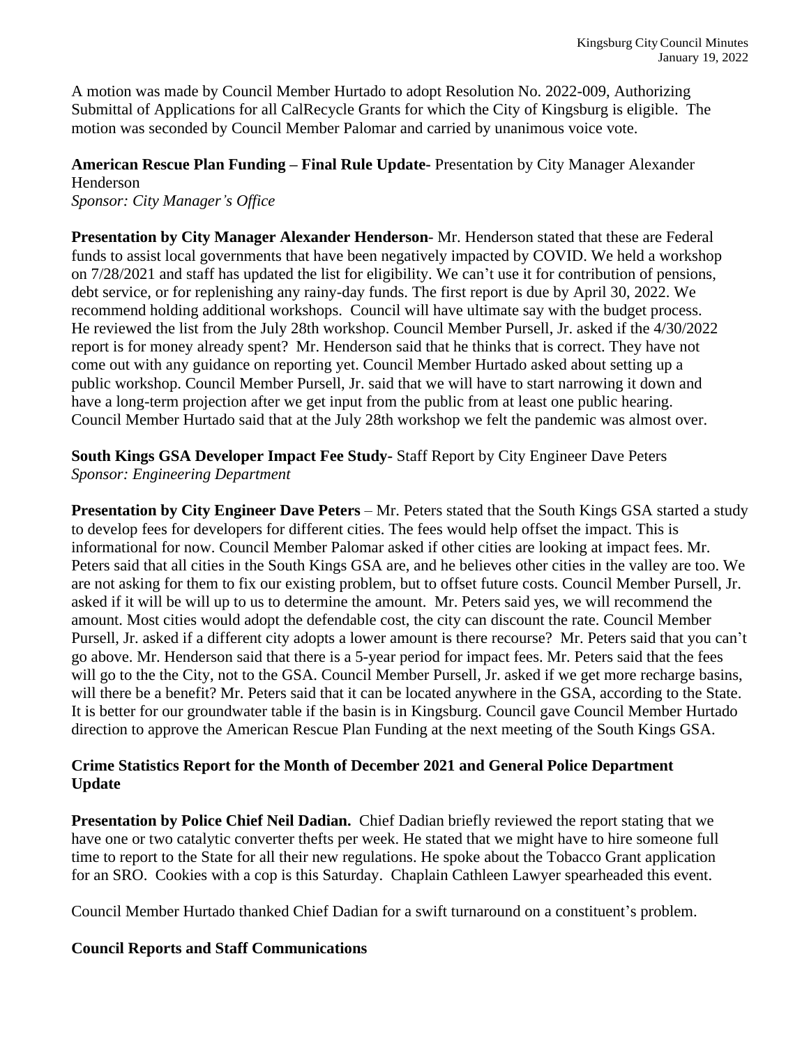A motion was made by Council Member Hurtado to adopt Resolution No. 2022-009, Authorizing Submittal of Applications for all CalRecycle Grants for which the City of Kingsburg is eligible. The motion was seconded by Council Member Palomar and carried by unanimous voice vote.

**American Rescue Plan Funding – Final Rule Update-** Presentation by City Manager Alexander Henderson
*Sponsor: City Manager's Office*

**Presentation by City Manager Alexander Henderson**- Mr. Henderson stated that these are Federal funds to assist local governments that have been negatively impacted by COVID. We held a workshop on 7/28/2021 and staff has updated the list for eligibility. We can't use it for contribution of pensions, debt service, or for replenishing any rainy-day funds. The first report is due by April 30, 2022. We recommend holding additional workshops. Council will have ultimate say with the budget process. He reviewed the list from the July 28th workshop. Council Member Pursell, Jr. asked if the 4/30/2022 report is for money already spent? Mr. Henderson said that he thinks that is correct. They have not come out with any guidance on reporting yet. Council Member Hurtado asked about setting up a public workshop. Council Member Pursell, Jr. said that we will have to start narrowing it down and have a long-term projection after we get input from the public from at least one public hearing. Council Member Hurtado said that at the July 28th workshop we felt the pandemic was almost over.

**South Kings GSA Developer Impact Fee Study-** Staff Report by City Engineer Dave Peters
*Sponsor: Engineering Department*

**Presentation by City Engineer Dave Peters** – Mr. Peters stated that the South Kings GSA started a study to develop fees for developers for different cities. The fees would help offset the impact. This is informational for now. Council Member Palomar asked if other cities are looking at impact fees. Mr. Peters said that all cities in the South Kings GSA are, and he believes other cities in the valley are too. We are not asking for them to fix our existing problem, but to offset future costs. Council Member Pursell, Jr. asked if it will be will up to us to determine the amount. Mr. Peters said yes, we will recommend the amount. Most cities would adopt the defendable cost, the city can discount the rate. Council Member Pursell, Jr. asked if a different city adopts a lower amount is there recourse? Mr. Peters said that you can't go above. Mr. Henderson said that there is a 5-year period for impact fees. Mr. Peters said that the fees will go to the the City, not to the GSA. Council Member Pursell, Jr. asked if we get more recharge basins, will there be a benefit? Mr. Peters said that it can be located anywhere in the GSA, according to the State. It is better for our groundwater table if the basin is in Kingsburg. Council gave Council Member Hurtado direction to approve the American Rescue Plan Funding at the next meeting of the South Kings GSA.

**Crime Statistics Report for the Month of December 2021 and General Police Department Update**

**Presentation by Police Chief Neil Dadian.** Chief Dadian briefly reviewed the report stating that we have one or two catalytic converter thefts per week. He stated that we might have to hire someone full time to report to the State for all their new regulations. He spoke about the Tobacco Grant application for an SRO. Cookies with a cop is this Saturday. Chaplain Cathleen Lawyer spearheaded this event.

Council Member Hurtado thanked Chief Dadian for a swift turnaround on a constituent's problem.

**Council Reports and Staff Communications**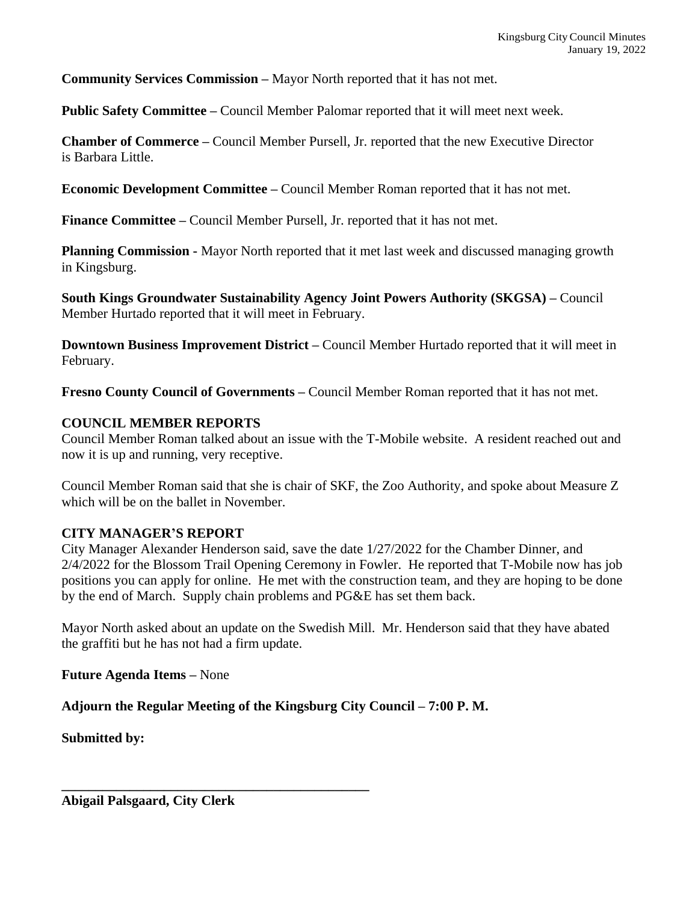**Community Services Commission –** Mayor North reported that it has not met.

**Public Safety Committee –** Council Member Palomar reported that it will meet next week.

**Chamber of Commerce –** Council Member Pursell, Jr. reported that the new Executive Director is Barbara Little.

**Economic Development Committee –** Council Member Roman reported that it has not met.

**Finance Committee –** Council Member Pursell, Jr. reported that it has not met.

**Planning Commission -** Mayor North reported that it met last week and discussed managing growth in Kingsburg.

**South Kings Groundwater Sustainability Agency Joint Powers Authority (SKGSA) –** Council Member Hurtado reported that it will meet in February.

**Downtown Business Improvement District –** Council Member Hurtado reported that it will meet in February.

**Fresno County Council of Governments –** Council Member Roman reported that it has not met.

**COUNCIL MEMBER REPORTS**

Council Member Roman talked about an issue with the T-Mobile website. A resident reached out and now it is up and running, very receptive.

Council Member Roman said that she is chair of SKF, the Zoo Authority, and spoke about Measure Z which will be on the ballet in November.

**CITY MANAGER'S REPORT**

City Manager Alexander Henderson said, save the date 1/27/2022 for the Chamber Dinner, and 2/4/2022 for the Blossom Trail Opening Ceremony in Fowler. He reported that T-Mobile now has job positions you can apply for online. He met with the construction team, and they are hoping to be done by the end of March. Supply chain problems and PG&E has set them back.

Mayor North asked about an update on the Swedish Mill. Mr. Henderson said that they have abated the graffiti but he has not had a firm update.

**Future Agenda Items –** None

**Adjourn the Regular Meeting of the Kingsburg City Council – 7:00 P. M.**

**Submitted by:**

\_\_\_\_\_\_\_\_\_\_\_\_\_\_\_\_\_\_\_\_\_\_\_\_\_\_\_\_\_\_\_\_\_\_\_\_\_\_\_\_\_\_\_\_

**Abigail Palsgaard, City Clerk**